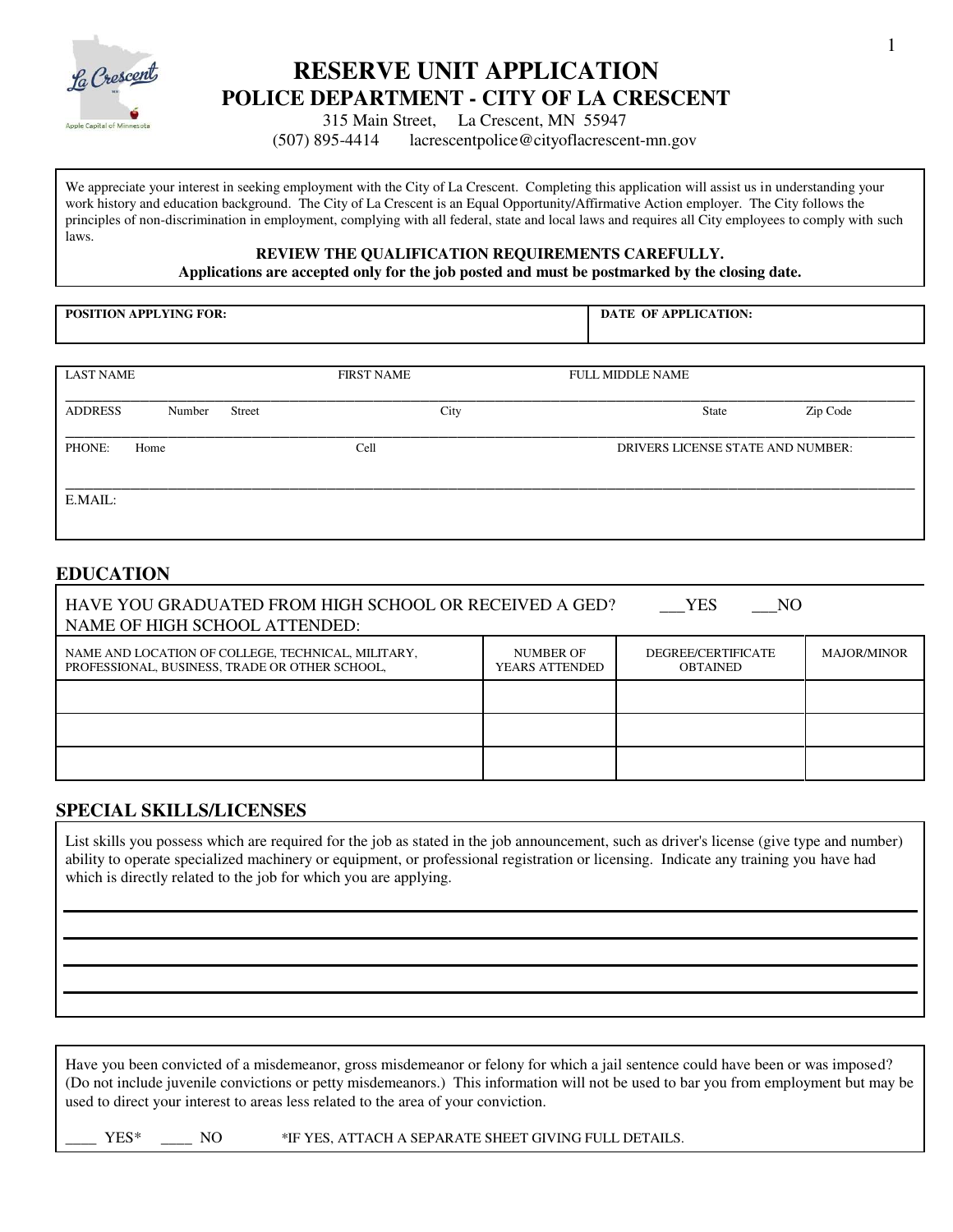# RESERVE UNIT APPLICATION

## POLICE DEPARTMENT - CITY OF LA CRESCENT

315 Main Street, La Crescent, MN 55947

(507) 895-4414 lacrescentpolice@cityoflacrescent-mn.gov

We appreciate your interest in seeking employment with the City of La Crescent. Completing this application will assist us in understanding your work history and education background. The City of La Crescent is an Equal Opportunity/Affirmative Action employer. The City follows the principles of non-discrimination in employment, complying with all federal, state and local laws and requires all City employees to comply with such laws.

**REVIEW THE QUALIFICATION REQUIREMENTS CAREFULLY.**

**Applications are accepted only for the job posted and must be postmarked by the closing date.**

| POSITION APPLYING FOR: | DATE OF APPLICATION: |
|---|---|
| | |

LAST NAME ______ FIRST NAME ______ FULL MIDDLE NAME ______

ADDRESS Number Street ______ City ______ State ______ Zip Code ______

PHONE: Home ______ Cell ______ DRIVERS LICENSE STATE AND NUMBER: ______

E.MAIL: ______

## EDUCATION

HAVE YOU GRADUATED FROM HIGH SCHOOL OR RECEIVED A GED? ___YES ___NO

NAME OF HIGH SCHOOL ATTENDED:

| NAME AND LOCATION OF COLLEGE, TECHNICAL, MILITARY, PROFESSIONAL, BUSINESS, TRADE OR OTHER SCHOOL, | NUMBER OF YEARS ATTENDED | DEGREE/CERTIFICATE OBTAINED | MAJOR/MINOR |
|---|---|---|---|
| | | | |
| | | | |
| | | | |

## SPECIAL SKILLS/LICENSES

List skills you possess which are required for the job as stated in the job announcement, such as driver's license (give type and number) ability to operate specialized machinery or equipment, or professional registration or licensing. Indicate any training you have had which is directly related to the job for which you are applying.

______

______

______

______

Have you been convicted of a misdemeanor, gross misdemeanor or felony for which a jail sentence could have been or was imposed? (Do not include juvenile convictions or petty misdemeanors.) This information will not be used to bar you from employment but may be used to direct your interest to areas less related to the area of your conviction.

____ YES* ____ NO *IF YES, ATTACH A SEPARATE SHEET GIVING FULL DETAILS.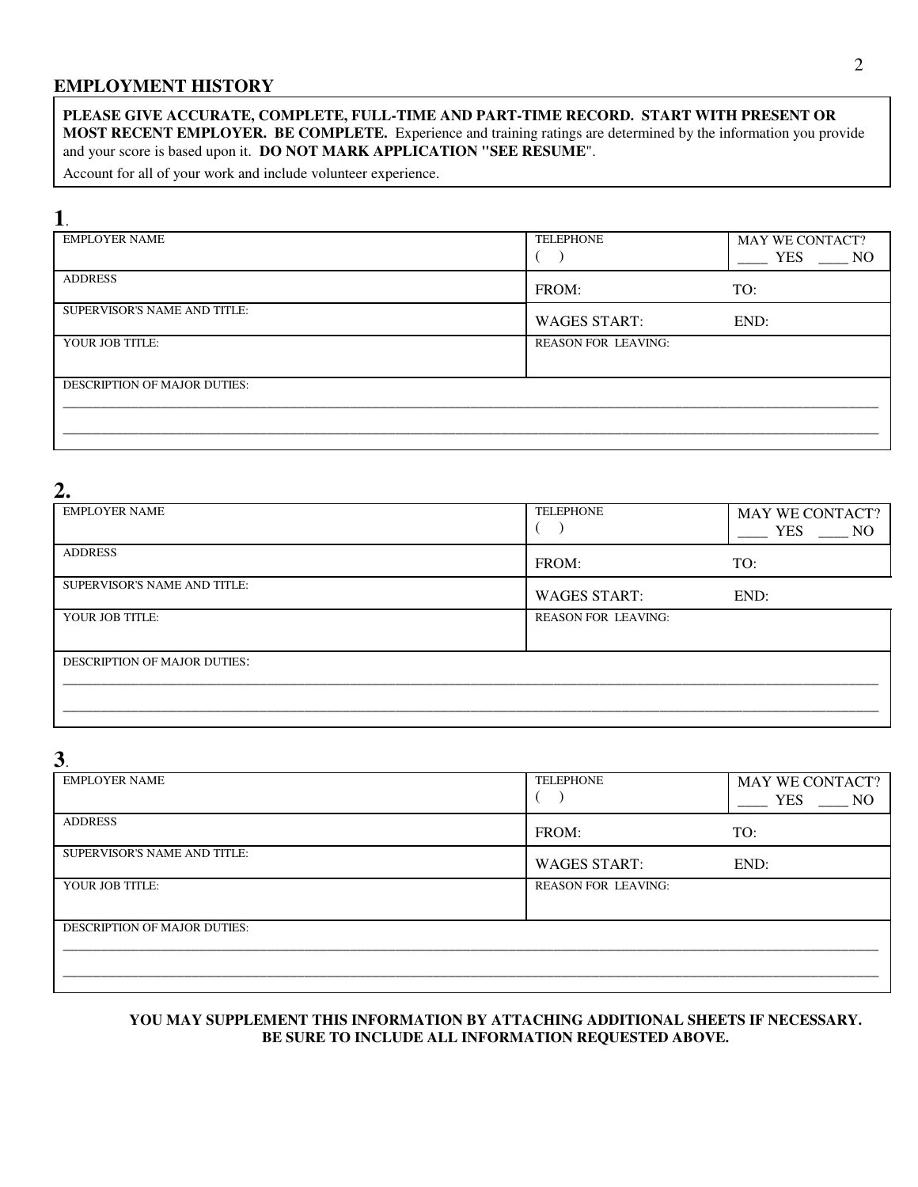## EMPLOYMENT HISTORY

**PLEASE GIVE ACCURATE, COMPLETE, FULL-TIME AND PART-TIME RECORD. START WITH PRESENT OR MOST RECENT EMPLOYER. BE COMPLETE.** Experience and training ratings are determined by the information you provide and your score is based upon it. **DO NOT MARK APPLICATION "SEE RESUME"**.

Account for all of your work and include volunteer experience.

**1**.

| EMPLOYER NAME | TELEPHONE<br>( ) | MAY WE CONTACT?<br>____ YES ____ NO |
|---|---|---|
| ADDRESS | FROM: | TO: |
| SUPERVISOR'S NAME AND TITLE: | WAGES START: | END: |
| YOUR JOB TITLE: | REASON FOR LEAVING: | |
| DESCRIPTION OF MAJOR DUTIES:<br>______________________________________________<br>______________________________________________ | | |

**2.**

| EMPLOYER NAME | TELEPHONE<br>( ) | MAY WE CONTACT?<br>____ YES ____ NO |
|---|---|---|
| ADDRESS | FROM: | TO: |
| SUPERVISOR'S NAME AND TITLE: | WAGES START: | END: |
| YOUR JOB TITLE: | REASON FOR LEAVING: | |
| DESCRIPTION OF MAJOR DUTIES:<br>______________________________________________<br>______________________________________________ | | |

**3**.

| EMPLOYER NAME | TELEPHONE<br>( ) | MAY WE CONTACT?<br>____ YES ____ NO |
|---|---|---|
| ADDRESS | FROM: | TO: |
| SUPERVISOR'S NAME AND TITLE: | WAGES START: | END: |
| YOUR JOB TITLE: | REASON FOR LEAVING: | |
| DESCRIPTION OF MAJOR DUTIES:<br>______________________________________________<br>______________________________________________ | | |

**YOU MAY SUPPLEMENT THIS INFORMATION BY ATTACHING ADDITIONAL SHEETS IF NECESSARY. BE SURE TO INCLUDE ALL INFORMATION REQUESTED ABOVE.**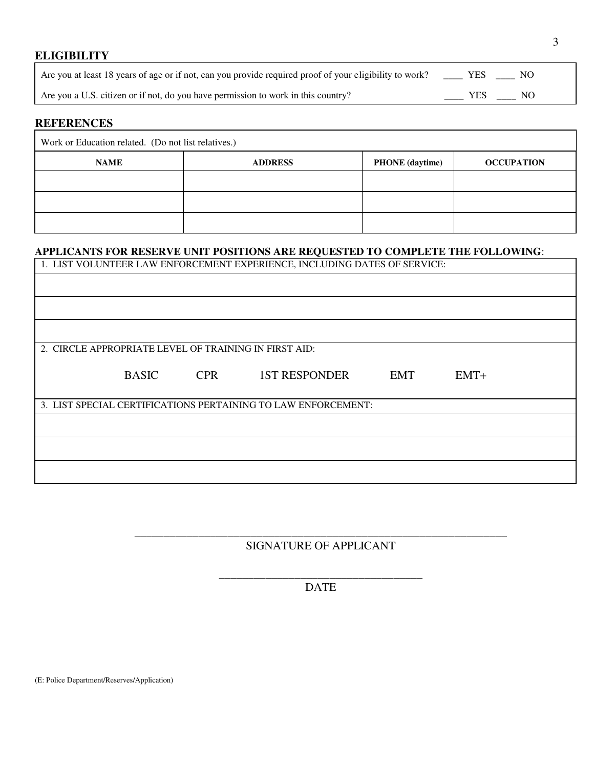## ELIGIBILITY

| | |
|---|---|
| Are you at least 18 years of age or if not, can you provide required proof of your eligibility to work? | ____ YES ____ NO |
| Are you a U.S. citizen or if not, do you have permission to work in this country? | ____ YES ____ NO |

## REFERENCES

Work or Education related. (Do not list relatives.)

| NAME | ADDRESS | PHONE (daytime) | OCCUPATION |
|---|---|---|---|
| | | | |
| | | | |
| | | | |

## APPLICANTS FOR RESERVE UNIT POSITIONS ARE REQUESTED TO COMPLETE THE FOLLOWING:

1. LIST VOLUNTEER LAW ENFORCEMENT EXPERIENCE, INCLUDING DATES OF SERVICE:

______________________________________________________________________

______________________________________________________________________

______________________________________________________________________

2. CIRCLE APPROPRIATE LEVEL OF TRAINING IN FIRST AID:

BASIC    CPR    1ST RESPONDER    EMT    EMT+

3. LIST SPECIAL CERTIFICATIONS PERTAINING TO LAW ENFORCEMENT:

______________________________________________________________________

______________________________________________________________________

______________________________________________________________________

______________________________________________________________________
SIGNATURE OF APPLICANT

____________________________________
DATE

(E: Police Department/Reserves/Application)